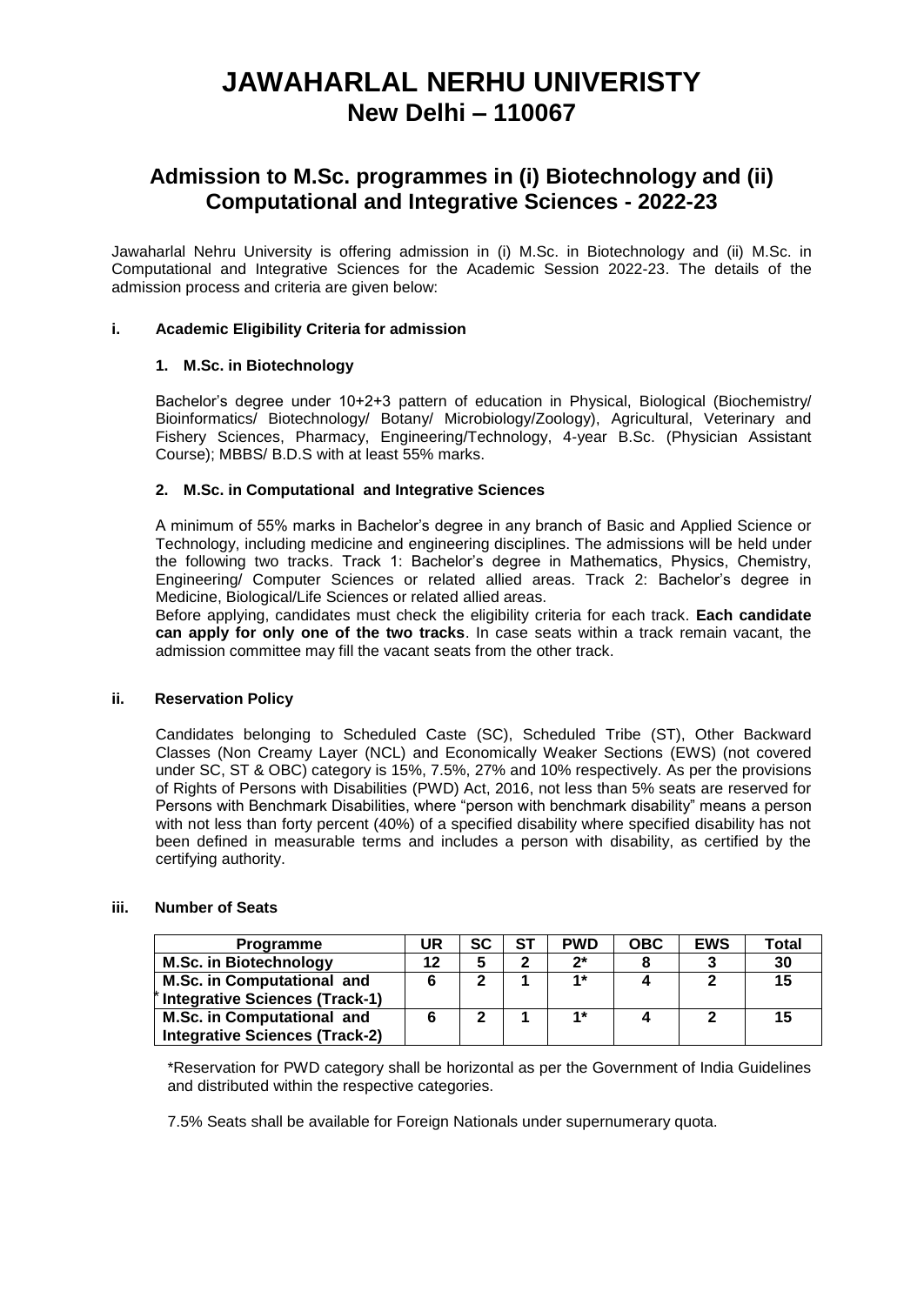# JAWAHARLAL NERHU UNIVERISTY
## New Delhi – 110067

## Admission to M.Sc. programmes in (i) Biotechnology and (ii) Computational and Integrative Sciences - 2022-23

Jawaharlal Nehru University is offering admission in (i) M.Sc. in Biotechnology and (ii) M.Sc. in Computational and Integrative Sciences for the Academic Session 2022-23. The details of the admission process and criteria are given below:

### i. Academic Eligibility Criteria for admission

#### 1. M.Sc. in Biotechnology

Bachelor's degree under 10+2+3 pattern of education in Physical, Biological (Biochemistry/ Bioinformatics/ Biotechnology/ Botany/ Microbiology/Zoology), Agricultural, Veterinary and Fishery Sciences, Pharmacy, Engineering/Technology, 4-year B.Sc. (Physician Assistant Course); MBBS/ B.D.S with at least 55% marks.

#### 2. M.Sc. in Computational and Integrative Sciences

A minimum of 55% marks in Bachelor's degree in any branch of Basic and Applied Science or Technology, including medicine and engineering disciplines. The admissions will be held under the following two tracks. Track 1: Bachelor's degree in Mathematics, Physics, Chemistry, Engineering/ Computer Sciences or related allied areas. Track 2: Bachelor's degree in Medicine, Biological/Life Sciences or related allied areas.

Before applying, candidates must check the eligibility criteria for each track. **Each candidate can apply for only one of the two tracks**. In case seats within a track remain vacant, the admission committee may fill the vacant seats from the other track.

### ii. Reservation Policy

Candidates belonging to Scheduled Caste (SC), Scheduled Tribe (ST), Other Backward Classes (Non Creamy Layer (NCL) and Economically Weaker Sections (EWS) (not covered under SC, ST & OBC) category is 15%, 7.5%, 27% and 10% respectively. As per the provisions of Rights of Persons with Disabilities (PWD) Act, 2016, not less than 5% seats are reserved for Persons with Benchmark Disabilities, where "person with benchmark disability" means a person with not less than forty percent (40%) of a specified disability where specified disability has not been defined in measurable terms and includes a person with disability, as certified by the certifying authority.

### iii. Number of Seats

| Programme | UR | SC | ST | PWD | OBC | EWS | Total |
|---|---|---|---|---|---|---|---|
| M.Sc. in Biotechnology | 12 | 5 | 2 | 2* | 8 | 3 | 30 |
| M.Sc. in Computational and Integrative Sciences (Track-1) | 6 | 2 | 1 | 1* | 4 | 2 | 15 |
| M.Sc. in Computational and Integrative Sciences (Track-2) | 6 | 2 | 1 | 1* | 4 | 2 | 15 |

*Reservation for PWD category shall be horizontal as per the Government of India Guidelines and distributed within the respective categories.

7.5% Seats shall be available for Foreign Nationals under supernumerary quota.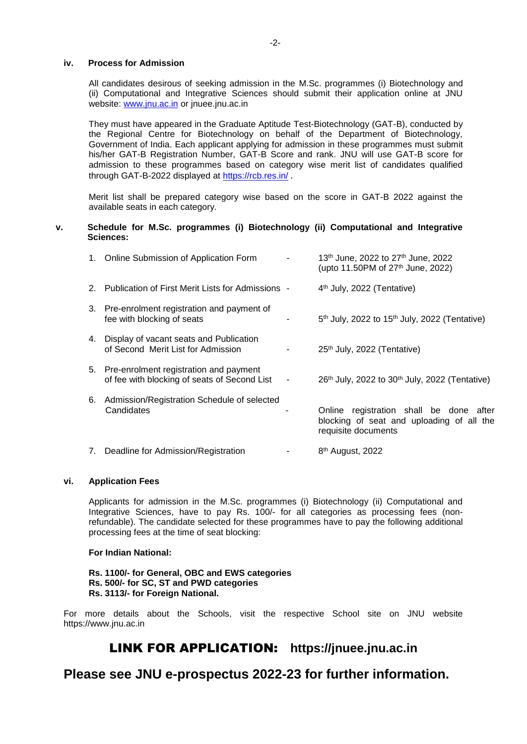### iv. Process for Admission

All candidates desirous of seeking admission in the M.Sc. programmes (i) Biotechnology and (ii) Computational and Integrative Sciences should submit their application online at JNU website: www.jnu.ac.in or jnuee.jnu.ac.in

They must have appeared in the Graduate Aptitude Test-Biotechnology (GAT-B), conducted by the Regional Centre for Biotechnology on behalf of the Department of Biotechnology, Government of India. Each applicant applying for admission in these programmes must submit his/her GAT-B Registration Number, GAT-B Score and rank. JNU will use GAT-B score for admission to these programmes based on category wise merit list of candidates qualified through GAT-B-2022 displayed at https://rcb.res.in/ .

Merit list shall be prepared category wise based on the score in GAT-B 2022 against the available seats in each category.

### v. Schedule for M.Sc. programmes (i) Biotechnology (ii) Computational and Integrative Sciences:

| | | | |
|---|---|---|---|
| 1. | Online Submission of Application Form | - | 13th June, 2022 to 27th June, 2022 (upto 11.50PM of 27th June, 2022) |
| 2. | Publication of First Merit Lists for Admissions | - | 4th July, 2022 (Tentative) |
| 3. | Pre-enrolment registration and payment of fee with blocking of seats | - | 5th July, 2022 to 15th July, 2022 (Tentative) |
| 4. | Display of vacant seats and Publication of Second Merit List for Admission | - | 25th July, 2022 (Tentative) |
| 5. | Pre-enrolment registration and payment of fee with blocking of seats of Second List | - | 26th July, 2022 to 30th July, 2022 (Tentative) |
| 6. | Admission/Registration Schedule of selected Candidates | - | Online registration shall be done after blocking of seat and uploading of all the requisite documents |
| 7. | Deadline for Admission/Registration | - | 8th August, 2022 |

### vi. Application Fees

Applicants for admission in the M.Sc. programmes (i) Biotechnology (ii) Computational and Integrative Sciences, have to pay Rs. 100/- for all categories as processing fees (non-refundable). The candidate selected for these programmes have to pay the following additional processing fees at the time of seat blocking:

**For Indian National:**

**Rs. 1100/- for General, OBC and EWS categories**
**Rs. 500/- for SC, ST and PWD categories**
**Rs. 3113/- for Foreign National.**

For more details about the Schools, visit the respective School site on JNU website https://www.jnu.ac.in

## LINK FOR APPLICATION: https://jnuee.jnu.ac.in

## Please see JNU e-prospectus 2022-23 for further information.